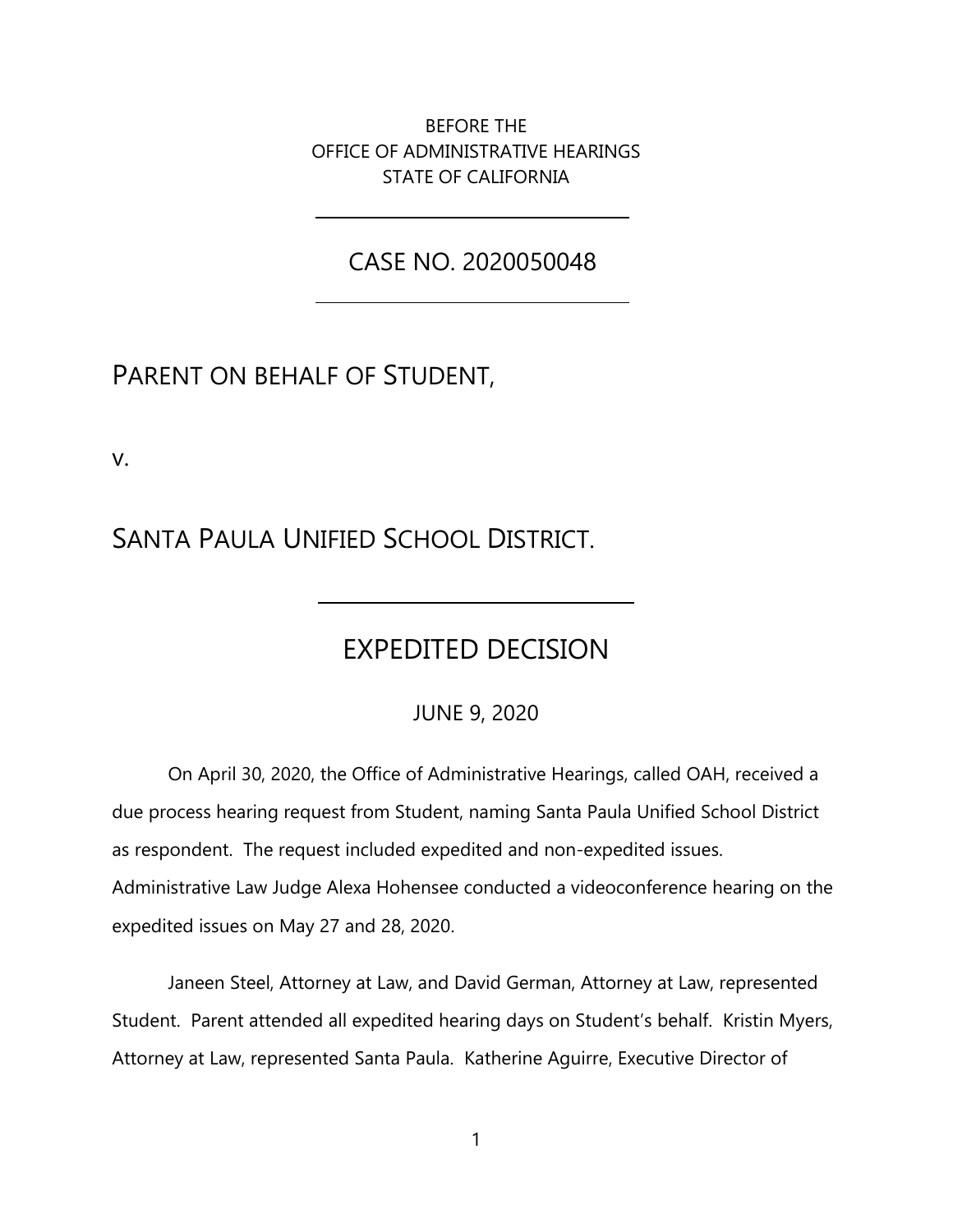BEFORE THE
OFFICE OF ADMINISTRATIVE HEARINGS
STATE OF CALIFORNIA

CASE NO. 2020050048

PARENT ON BEHALF OF STUDENT,

v.

SANTA PAULA UNIFIED SCHOOL DISTRICT.

# EXPEDITED DECISION

JUNE 9, 2020

On April 30, 2020, the Office of Administrative Hearings, called OAH, received a due process hearing request from Student, naming Santa Paula Unified School District as respondent. The request included expedited and non-expedited issues. Administrative Law Judge Alexa Hohensee conducted a videoconference hearing on the expedited issues on May 27 and 28, 2020.

Janeen Steel, Attorney at Law, and David German, Attorney at Law, represented Student. Parent attended all expedited hearing days on Student's behalf. Kristin Myers, Attorney at Law, represented Santa Paula. Katherine Aguirre, Executive Director of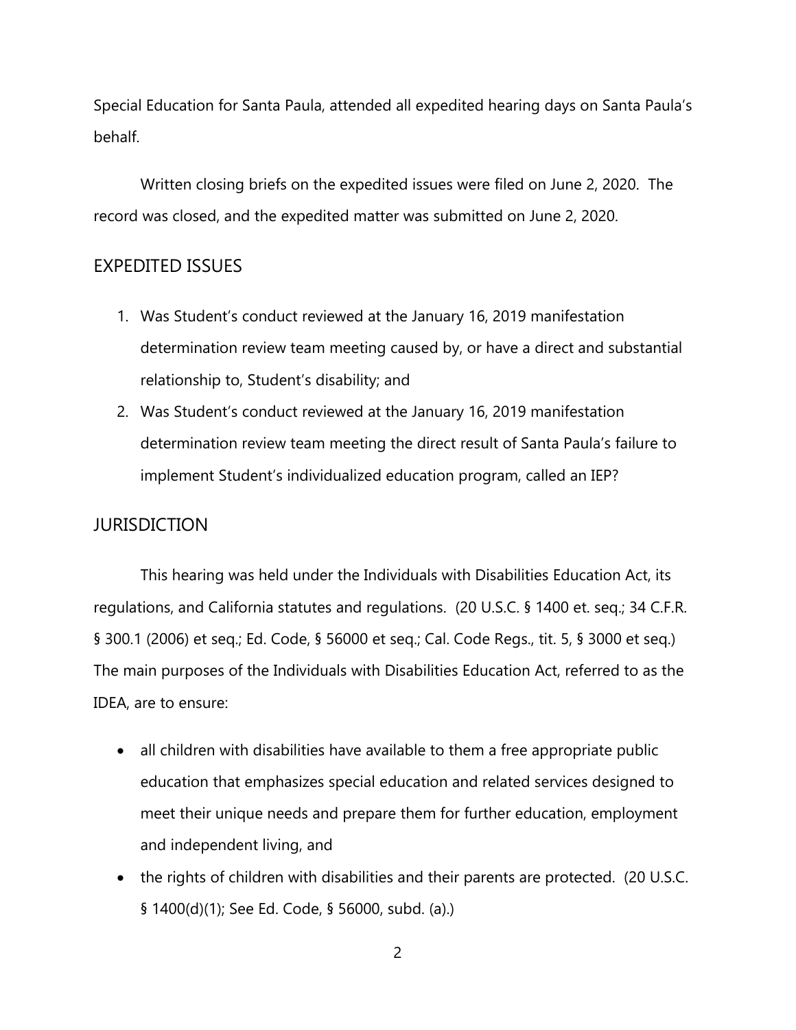Special Education for Santa Paula, attended all expedited hearing days on Santa Paula's behalf.

Written closing briefs on the expedited issues were filed on June 2, 2020. The record was closed, and the expedited matter was submitted on June 2, 2020.

## EXPEDITED ISSUES

1. Was Student's conduct reviewed at the January 16, 2019 manifestation determination review team meeting caused by, or have a direct and substantial relationship to, Student's disability; and
2. Was Student's conduct reviewed at the January 16, 2019 manifestation determination review team meeting the direct result of Santa Paula's failure to implement Student's individualized education program, called an IEP?

## JURISDICTION

This hearing was held under the Individuals with Disabilities Education Act, its regulations, and California statutes and regulations. (20 U.S.C. § 1400 et. seq.; 34 C.F.R. § 300.1 (2006) et seq.; Ed. Code, § 56000 et seq.; Cal. Code Regs., tit. 5, § 3000 et seq.) The main purposes of the Individuals with Disabilities Education Act, referred to as the IDEA, are to ensure:

- all children with disabilities have available to them a free appropriate public education that emphasizes special education and related services designed to meet their unique needs and prepare them for further education, employment and independent living, and
- the rights of children with disabilities and their parents are protected. (20 U.S.C. § 1400(d)(1); See Ed. Code, § 56000, subd. (a).)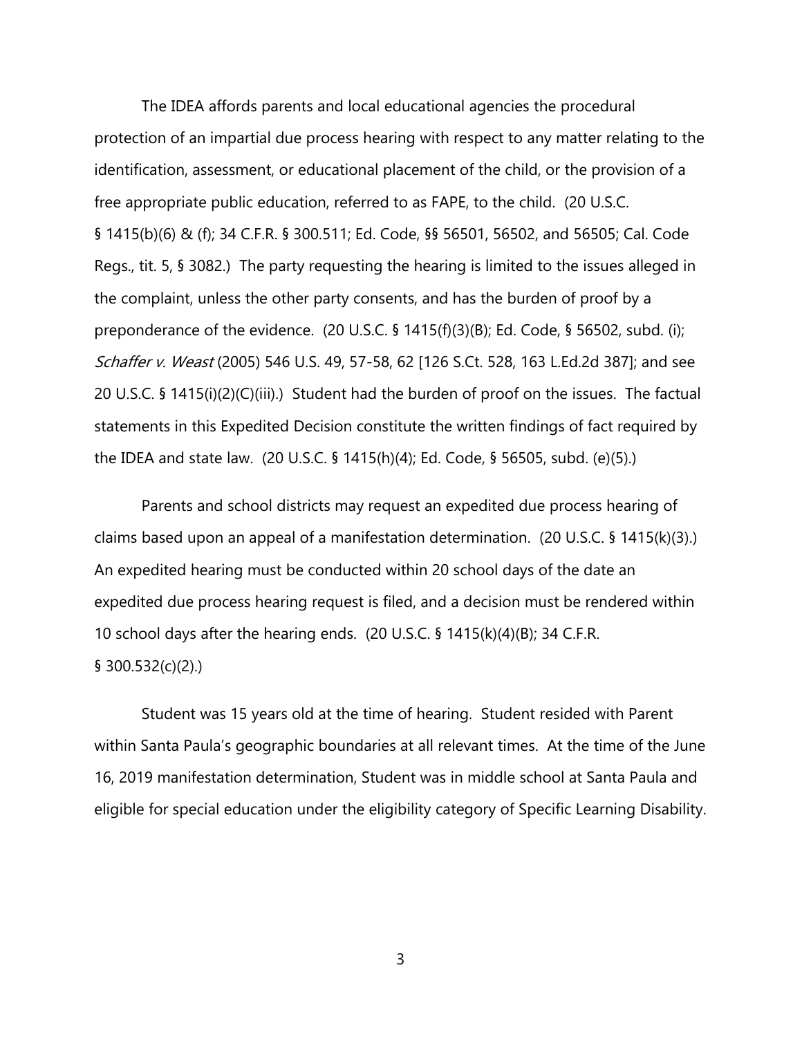The IDEA affords parents and local educational agencies the procedural protection of an impartial due process hearing with respect to any matter relating to the identification, assessment, or educational placement of the child, or the provision of a free appropriate public education, referred to as FAPE, to the child. (20 U.S.C. § 1415(b)(6) & (f); 34 C.F.R. § 300.511; Ed. Code, §§ 56501, 56502, and 56505; Cal. Code Regs., tit. 5, § 3082.) The party requesting the hearing is limited to the issues alleged in the complaint, unless the other party consents, and has the burden of proof by a preponderance of the evidence. (20 U.S.C. § 1415(f)(3)(B); Ed. Code, § 56502, subd. (i); *Schaffer v. Weast* (2005) 546 U.S. 49, 57-58, 62 [126 S.Ct. 528, 163 L.Ed.2d 387]; and see 20 U.S.C. § 1415(i)(2)(C)(iii).) Student had the burden of proof on the issues. The factual statements in this Expedited Decision constitute the written findings of fact required by the IDEA and state law. (20 U.S.C. § 1415(h)(4); Ed. Code, § 56505, subd. (e)(5).)

Parents and school districts may request an expedited due process hearing of claims based upon an appeal of a manifestation determination. (20 U.S.C. § 1415(k)(3).) An expedited hearing must be conducted within 20 school days of the date an expedited due process hearing request is filed, and a decision must be rendered within 10 school days after the hearing ends. (20 U.S.C. § 1415(k)(4)(B); 34 C.F.R. § 300.532(c)(2).)

Student was 15 years old at the time of hearing. Student resided with Parent within Santa Paula's geographic boundaries at all relevant times. At the time of the June 16, 2019 manifestation determination, Student was in middle school at Santa Paula and eligible for special education under the eligibility category of Specific Learning Disability.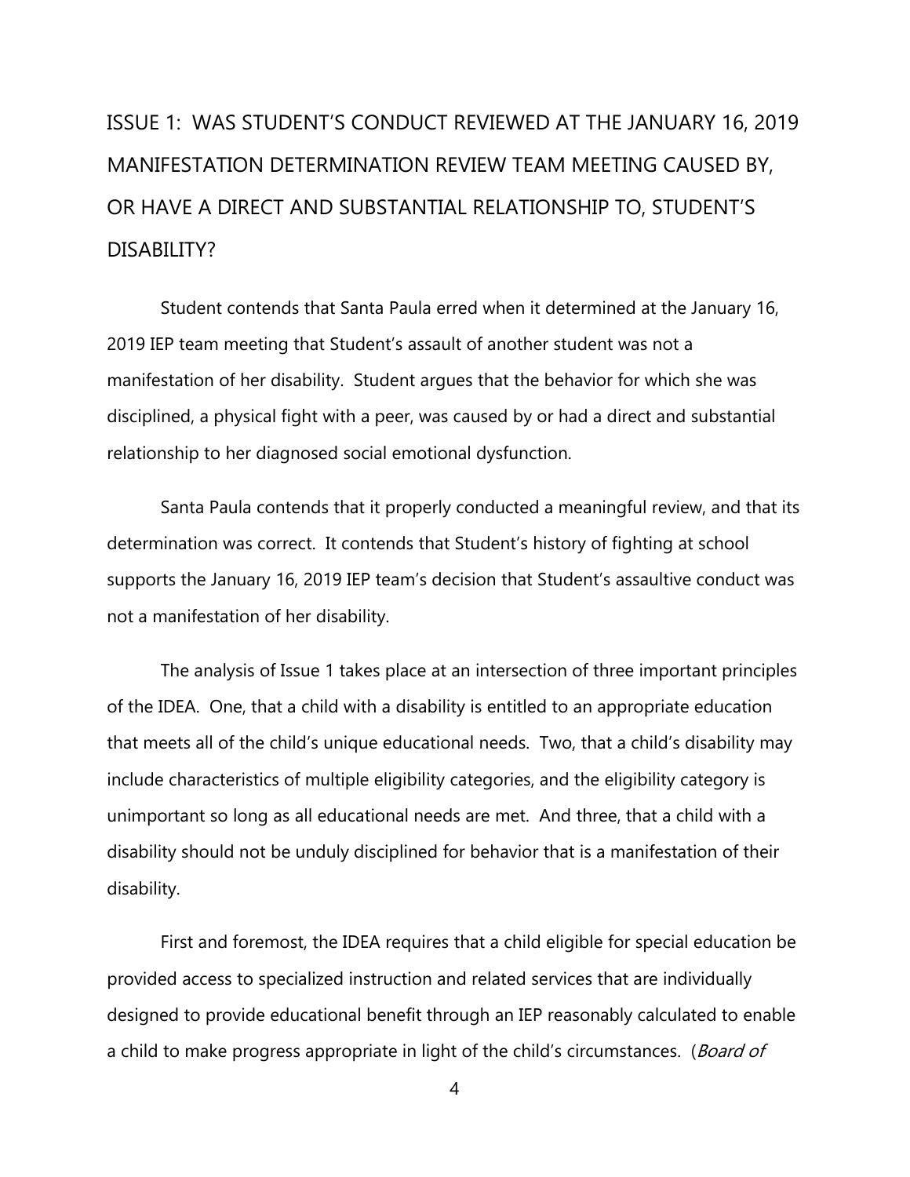## ISSUE 1: WAS STUDENT'S CONDUCT REVIEWED AT THE JANUARY 16, 2019 MANIFESTATION DETERMINATION REVIEW TEAM MEETING CAUSED BY, OR HAVE A DIRECT AND SUBSTANTIAL RELATIONSHIP TO, STUDENT'S DISABILITY?

Student contends that Santa Paula erred when it determined at the January 16, 2019 IEP team meeting that Student's assault of another student was not a manifestation of her disability. Student argues that the behavior for which she was disciplined, a physical fight with a peer, was caused by or had a direct and substantial relationship to her diagnosed social emotional dysfunction.

Santa Paula contends that it properly conducted a meaningful review, and that its determination was correct. It contends that Student's history of fighting at school supports the January 16, 2019 IEP team's decision that Student's assaultive conduct was not a manifestation of her disability.

The analysis of Issue 1 takes place at an intersection of three important principles of the IDEA. One, that a child with a disability is entitled to an appropriate education that meets all of the child's unique educational needs. Two, that a child's disability may include characteristics of multiple eligibility categories, and the eligibility category is unimportant so long as all educational needs are met. And three, that a child with a disability should not be unduly disciplined for behavior that is a manifestation of their disability.

First and foremost, the IDEA requires that a child eligible for special education be provided access to specialized instruction and related services that are individually designed to provide educational benefit through an IEP reasonably calculated to enable a child to make progress appropriate in light of the child's circumstances. (*Board of*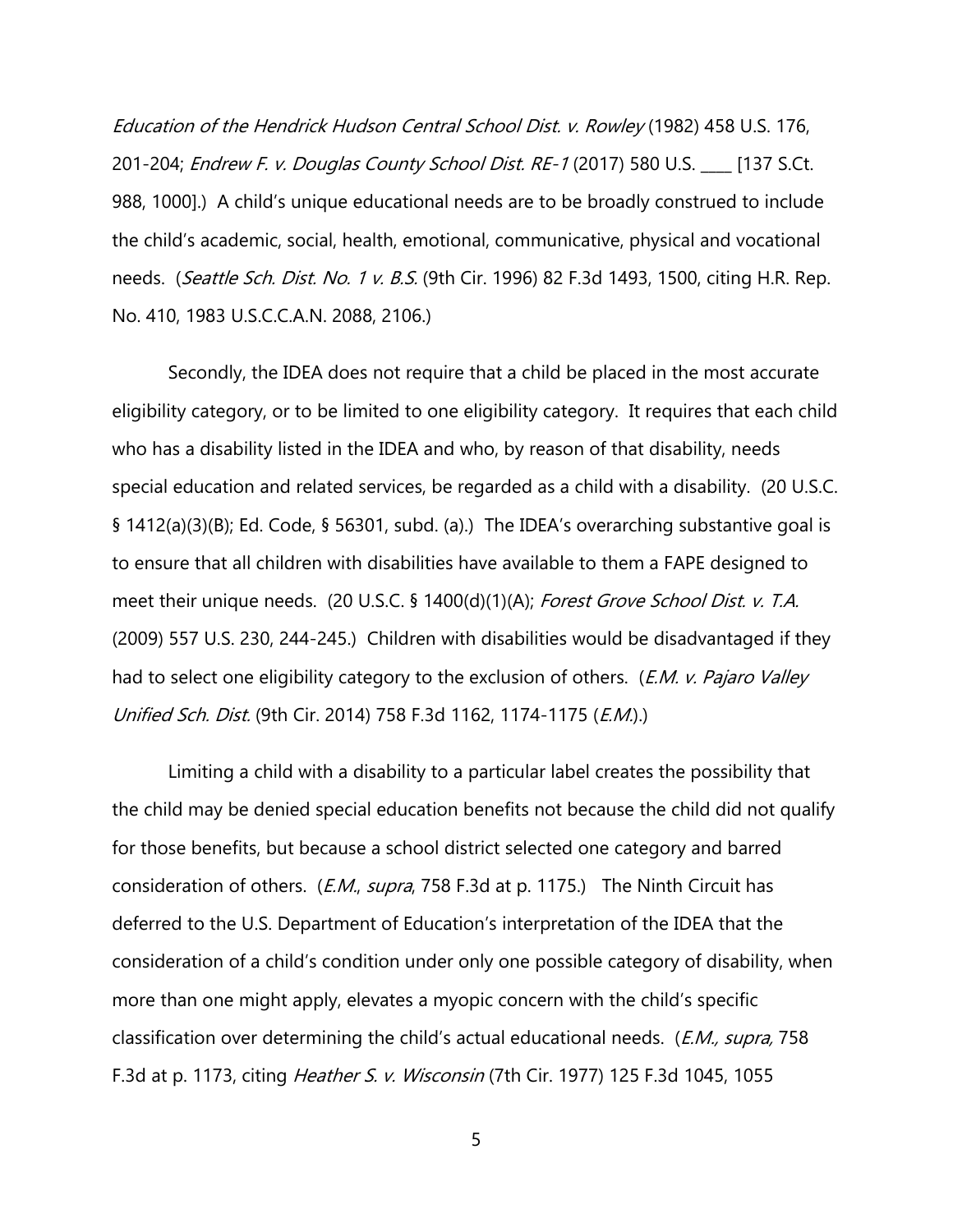*Education of the Hendrick Hudson Central School Dist. v. Rowley* (1982) 458 U.S. 176, 201-204; *Endrew F. v. Douglas County School Dist. RE-1* (2017) 580 U.S. ____ [137 S.Ct. 988, 1000].) A child's unique educational needs are to be broadly construed to include the child's academic, social, health, emotional, communicative, physical and vocational needs. (*Seattle Sch. Dist. No. 1 v. B.S.* (9th Cir. 1996) 82 F.3d 1493, 1500, citing H.R. Rep. No. 410, 1983 U.S.C.C.A.N. 2088, 2106.)

Secondly, the IDEA does not require that a child be placed in the most accurate eligibility category, or to be limited to one eligibility category. It requires that each child who has a disability listed in the IDEA and who, by reason of that disability, needs special education and related services, be regarded as a child with a disability. (20 U.S.C. § 1412(a)(3)(B); Ed. Code, § 56301, subd. (a).) The IDEA's overarching substantive goal is to ensure that all children with disabilities have available to them a FAPE designed to meet their unique needs. (20 U.S.C. § 1400(d)(1)(A); *Forest Grove School Dist. v. T.A.* (2009) 557 U.S. 230, 244-245.) Children with disabilities would be disadvantaged if they had to select one eligibility category to the exclusion of others. (*E.M. v. Pajaro Valley Unified Sch. Dist.* (9th Cir. 2014) 758 F.3d 1162, 1174-1175 (*E.M.*).)

Limiting a child with a disability to a particular label creates the possibility that the child may be denied special education benefits not because the child did not qualify for those benefits, but because a school district selected one category and barred consideration of others. (*E.M.*, *supra*, 758 F.3d at p. 1175.) The Ninth Circuit has deferred to the U.S. Department of Education's interpretation of the IDEA that the consideration of a child's condition under only one possible category of disability, when more than one might apply, elevates a myopic concern with the child's specific classification over determining the child's actual educational needs. (*E.M., supra,* 758 F.3d at p. 1173, citing *Heather S. v. Wisconsin* (7th Cir. 1977) 125 F.3d 1045, 1055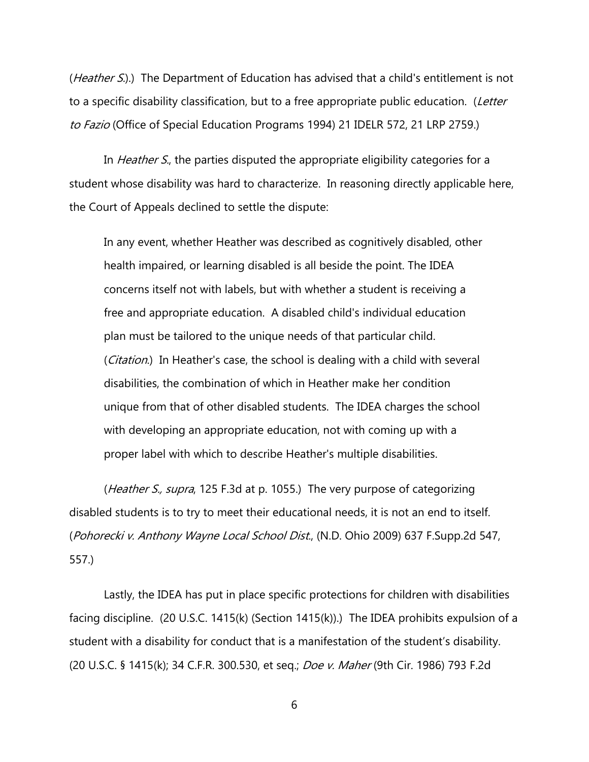(*Heather S.*).) The Department of Education has advised that a child's entitlement is not to a specific disability classification, but to a free appropriate public education. (*Letter to Fazio* (Office of Special Education Programs 1994) 21 IDELR 572, 21 LRP 2759.)

In *Heather S.*, the parties disputed the appropriate eligibility categories for a student whose disability was hard to characterize. In reasoning directly applicable here, the Court of Appeals declined to settle the dispute:

> In any event, whether Heather was described as cognitively disabled, other health impaired, or learning disabled is all beside the point. The IDEA concerns itself not with labels, but with whether a student is receiving a free and appropriate education. A disabled child's individual education plan must be tailored to the unique needs of that particular child. (*Citation*.) In Heather's case, the school is dealing with a child with several disabilities, the combination of which in Heather make her condition unique from that of other disabled students. The IDEA charges the school with developing an appropriate education, not with coming up with a proper label with which to describe Heather's multiple disabilities.

(*Heather S., supra*, 125 F.3d at p. 1055.) The very purpose of categorizing disabled students is to try to meet their educational needs, it is not an end to itself. (*Pohorecki v. Anthony Wayne Local School Dist.*, (N.D. Ohio 2009) 637 F.Supp.2d 547, 557.)

Lastly, the IDEA has put in place specific protections for children with disabilities facing discipline. (20 U.S.C. 1415(k) (Section 1415(k)).) The IDEA prohibits expulsion of a student with a disability for conduct that is a manifestation of the student's disability. (20 U.S.C. § 1415(k); 34 C.F.R. 300.530, et seq.; *Doe v. Maher* (9th Cir. 1986) 793 F.2d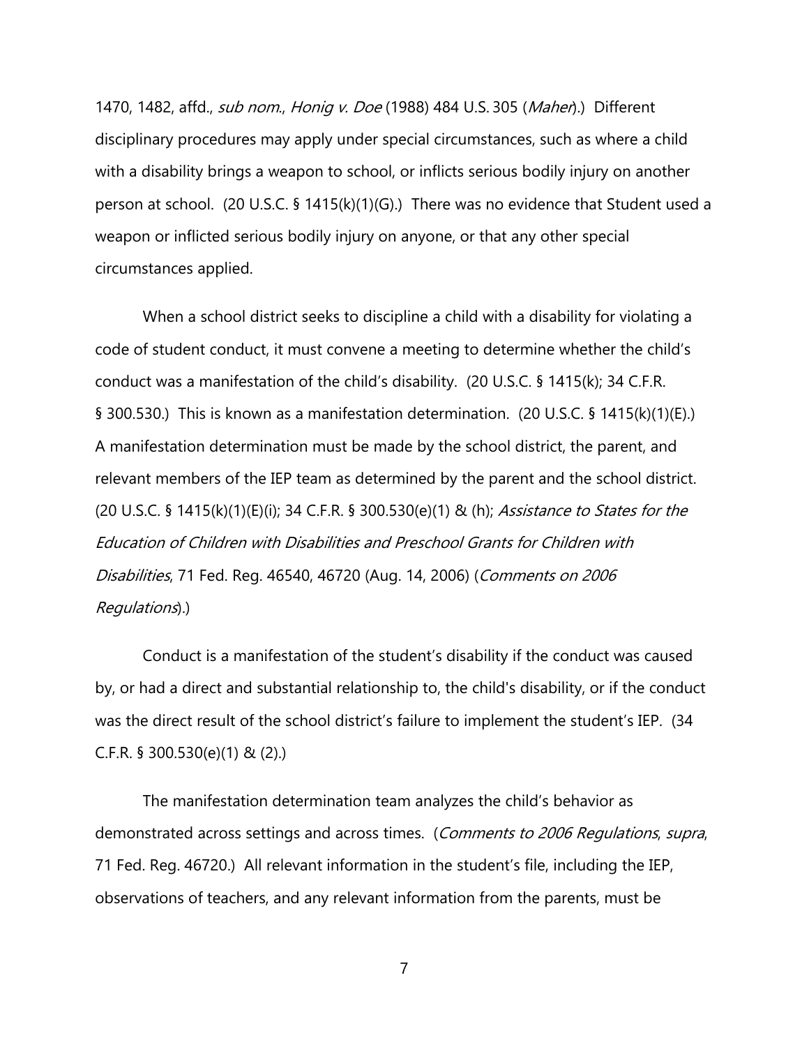1470, 1482, affd., *sub nom.*, *Honig v. Doe* (1988) 484 U.S. 305 (*Maher*).) Different disciplinary procedures may apply under special circumstances, such as where a child with a disability brings a weapon to school, or inflicts serious bodily injury on another person at school. (20 U.S.C. § 1415(k)(1)(G).) There was no evidence that Student used a weapon or inflicted serious bodily injury on anyone, or that any other special circumstances applied.

When a school district seeks to discipline a child with a disability for violating a code of student conduct, it must convene a meeting to determine whether the child's conduct was a manifestation of the child's disability. (20 U.S.C. § 1415(k); 34 C.F.R. § 300.530.) This is known as a manifestation determination. (20 U.S.C. § 1415(k)(1)(E).) A manifestation determination must be made by the school district, the parent, and relevant members of the IEP team as determined by the parent and the school district. (20 U.S.C. § 1415(k)(1)(E)(i); 34 C.F.R. § 300.530(e)(1) & (h); *Assistance to States for the Education of Children with Disabilities and Preschool Grants for Children with Disabilities*, 71 Fed. Reg. 46540, 46720 (Aug. 14, 2006) (*Comments on 2006 Regulations*).)

Conduct is a manifestation of the student's disability if the conduct was caused by, or had a direct and substantial relationship to, the child's disability, or if the conduct was the direct result of the school district's failure to implement the student's IEP. (34 C.F.R. § 300.530(e)(1) & (2).)

The manifestation determination team analyzes the child's behavior as demonstrated across settings and across times. (*Comments to 2006 Regulations*, *supra*, 71 Fed. Reg. 46720.) All relevant information in the student's file, including the IEP, observations of teachers, and any relevant information from the parents, must be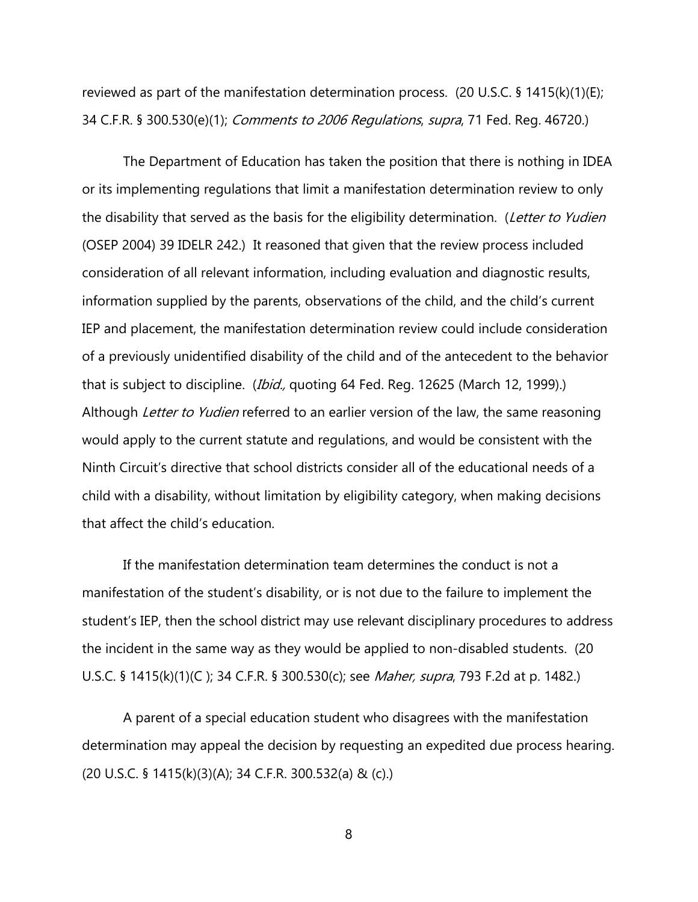reviewed as part of the manifestation determination process. (20 U.S.C. § 1415(k)(1)(E); 34 C.F.R. § 300.530(e)(1); *Comments to 2006 Regulations*, *supra*, 71 Fed. Reg. 46720.)

The Department of Education has taken the position that there is nothing in IDEA or its implementing regulations that limit a manifestation determination review to only the disability that served as the basis for the eligibility determination. (*Letter to Yudien* (OSEP 2004) 39 IDELR 242.) It reasoned that given that the review process included consideration of all relevant information, including evaluation and diagnostic results, information supplied by the parents, observations of the child, and the child's current IEP and placement, the manifestation determination review could include consideration of a previously unidentified disability of the child and of the antecedent to the behavior that is subject to discipline. (*Ibid.,* quoting 64 Fed. Reg. 12625 (March 12, 1999).) Although *Letter to Yudien* referred to an earlier version of the law, the same reasoning would apply to the current statute and regulations, and would be consistent with the Ninth Circuit's directive that school districts consider all of the educational needs of a child with a disability, without limitation by eligibility category, when making decisions that affect the child's education.

If the manifestation determination team determines the conduct is not a manifestation of the student's disability, or is not due to the failure to implement the student's IEP, then the school district may use relevant disciplinary procedures to address the incident in the same way as they would be applied to non-disabled students. (20 U.S.C. § 1415(k)(1)(C ); 34 C.F.R. § 300.530(c); see *Maher, supra*, 793 F.2d at p. 1482.)

A parent of a special education student who disagrees with the manifestation determination may appeal the decision by requesting an expedited due process hearing. (20 U.S.C. § 1415(k)(3)(A); 34 C.F.R. 300.532(a) & (c).)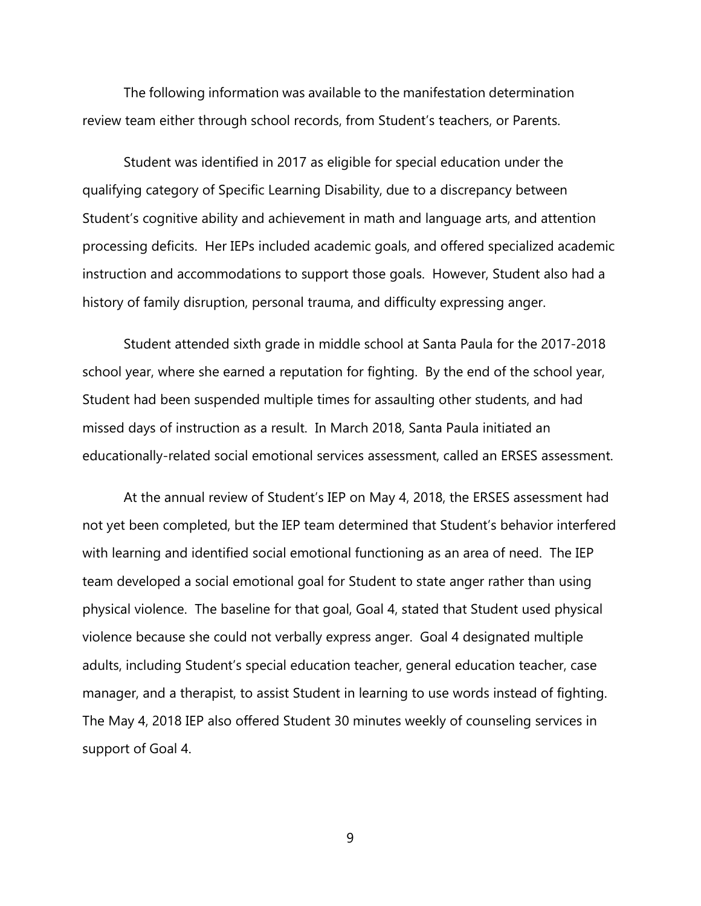The following information was available to the manifestation determination review team either through school records, from Student's teachers, or Parents.

Student was identified in 2017 as eligible for special education under the qualifying category of Specific Learning Disability, due to a discrepancy between Student's cognitive ability and achievement in math and language arts, and attention processing deficits. Her IEPs included academic goals, and offered specialized academic instruction and accommodations to support those goals. However, Student also had a history of family disruption, personal trauma, and difficulty expressing anger.

Student attended sixth grade in middle school at Santa Paula for the 2017-2018 school year, where she earned a reputation for fighting. By the end of the school year, Student had been suspended multiple times for assaulting other students, and had missed days of instruction as a result. In March 2018, Santa Paula initiated an educationally-related social emotional services assessment, called an ERSES assessment.

At the annual review of Student's IEP on May 4, 2018, the ERSES assessment had not yet been completed, but the IEP team determined that Student's behavior interfered with learning and identified social emotional functioning as an area of need. The IEP team developed a social emotional goal for Student to state anger rather than using physical violence. The baseline for that goal, Goal 4, stated that Student used physical violence because she could not verbally express anger. Goal 4 designated multiple adults, including Student's special education teacher, general education teacher, case manager, and a therapist, to assist Student in learning to use words instead of fighting. The May 4, 2018 IEP also offered Student 30 minutes weekly of counseling services in support of Goal 4.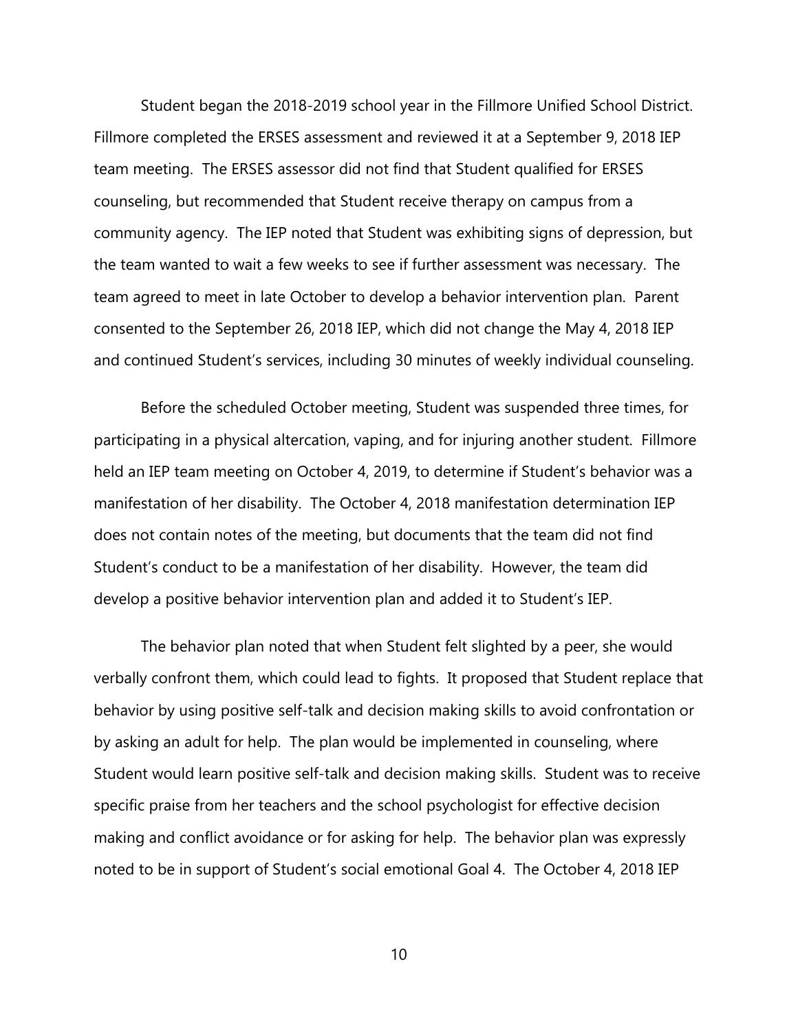Student began the 2018-2019 school year in the Fillmore Unified School District. Fillmore completed the ERSES assessment and reviewed it at a September 9, 2018 IEP team meeting. The ERSES assessor did not find that Student qualified for ERSES counseling, but recommended that Student receive therapy on campus from a community agency. The IEP noted that Student was exhibiting signs of depression, but the team wanted to wait a few weeks to see if further assessment was necessary. The team agreed to meet in late October to develop a behavior intervention plan. Parent consented to the September 26, 2018 IEP, which did not change the May 4, 2018 IEP and continued Student's services, including 30 minutes of weekly individual counseling.

Before the scheduled October meeting, Student was suspended three times, for participating in a physical altercation, vaping, and for injuring another student. Fillmore held an IEP team meeting on October 4, 2019, to determine if Student's behavior was a manifestation of her disability. The October 4, 2018 manifestation determination IEP does not contain notes of the meeting, but documents that the team did not find Student's conduct to be a manifestation of her disability. However, the team did develop a positive behavior intervention plan and added it to Student's IEP.

The behavior plan noted that when Student felt slighted by a peer, she would verbally confront them, which could lead to fights. It proposed that Student replace that behavior by using positive self-talk and decision making skills to avoid confrontation or by asking an adult for help. The plan would be implemented in counseling, where Student would learn positive self-talk and decision making skills. Student was to receive specific praise from her teachers and the school psychologist for effective decision making and conflict avoidance or for asking for help. The behavior plan was expressly noted to be in support of Student's social emotional Goal 4. The October 4, 2018 IEP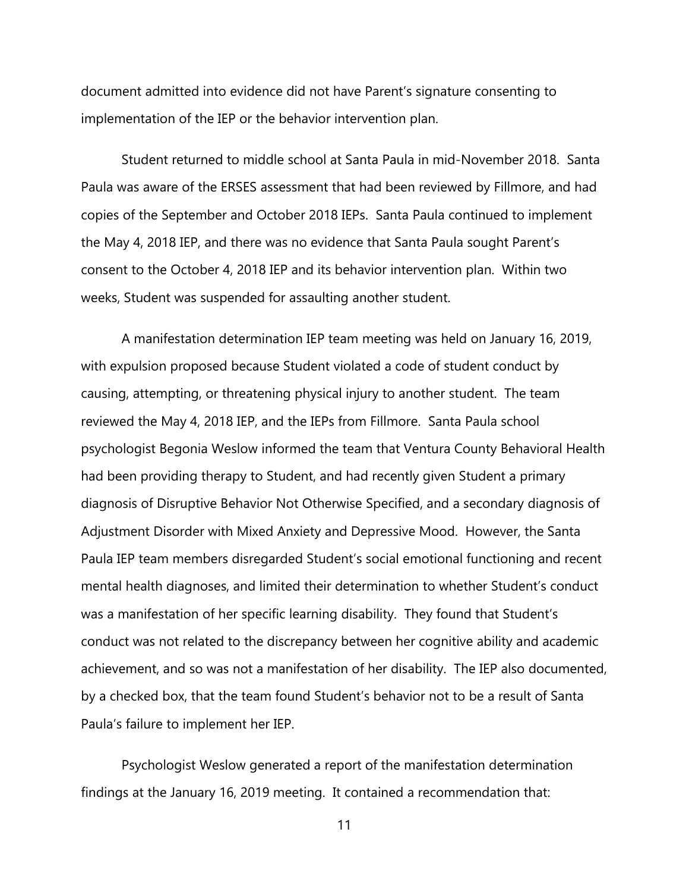document admitted into evidence did not have Parent's signature consenting to implementation of the IEP or the behavior intervention plan.

Student returned to middle school at Santa Paula in mid-November 2018. Santa Paula was aware of the ERSES assessment that had been reviewed by Fillmore, and had copies of the September and October 2018 IEPs. Santa Paula continued to implement the May 4, 2018 IEP, and there was no evidence that Santa Paula sought Parent's consent to the October 4, 2018 IEP and its behavior intervention plan. Within two weeks, Student was suspended for assaulting another student.

A manifestation determination IEP team meeting was held on January 16, 2019, with expulsion proposed because Student violated a code of student conduct by causing, attempting, or threatening physical injury to another student. The team reviewed the May 4, 2018 IEP, and the IEPs from Fillmore. Santa Paula school psychologist Begonia Weslow informed the team that Ventura County Behavioral Health had been providing therapy to Student, and had recently given Student a primary diagnosis of Disruptive Behavior Not Otherwise Specified, and a secondary diagnosis of Adjustment Disorder with Mixed Anxiety and Depressive Mood. However, the Santa Paula IEP team members disregarded Student's social emotional functioning and recent mental health diagnoses, and limited their determination to whether Student's conduct was a manifestation of her specific learning disability. They found that Student's conduct was not related to the discrepancy between her cognitive ability and academic achievement, and so was not a manifestation of her disability. The IEP also documented, by a checked box, that the team found Student's behavior not to be a result of Santa Paula's failure to implement her IEP.

Psychologist Weslow generated a report of the manifestation determination findings at the January 16, 2019 meeting. It contained a recommendation that: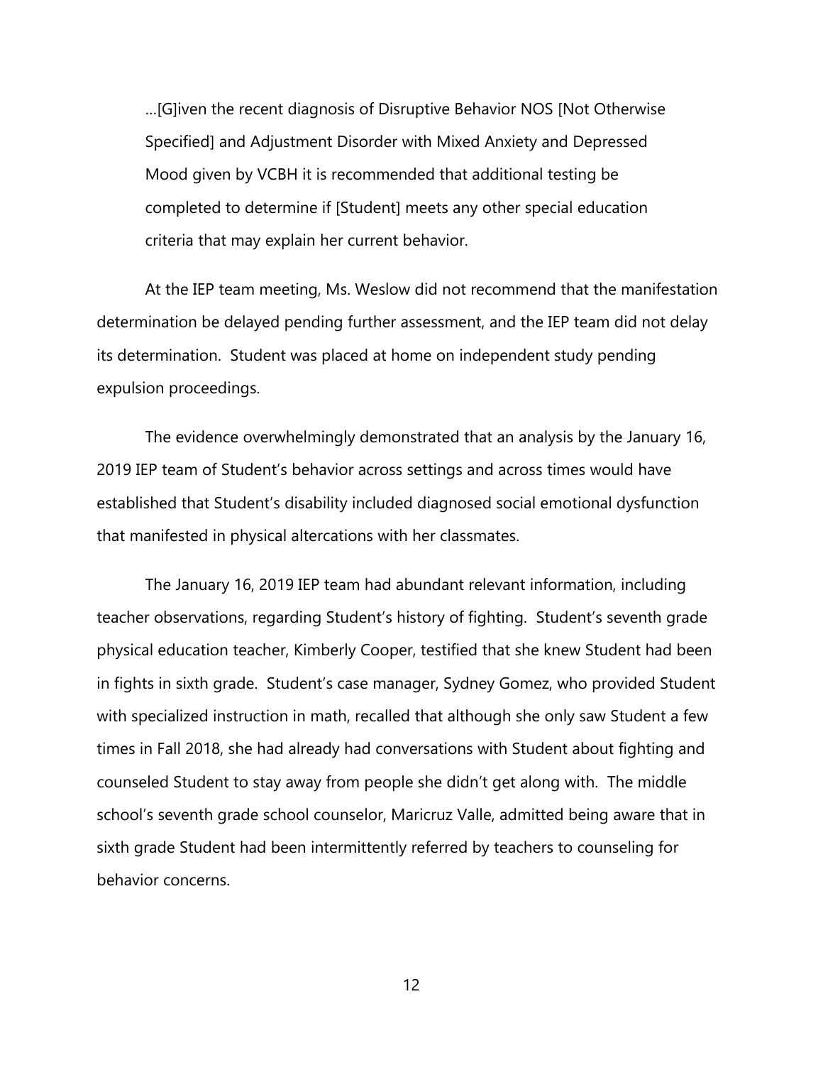> …[G]iven the recent diagnosis of Disruptive Behavior NOS [Not Otherwise Specified] and Adjustment Disorder with Mixed Anxiety and Depressed Mood given by VCBH it is recommended that additional testing be completed to determine if [Student] meets any other special education criteria that may explain her current behavior.

At the IEP team meeting, Ms. Weslow did not recommend that the manifestation determination be delayed pending further assessment, and the IEP team did not delay its determination. Student was placed at home on independent study pending expulsion proceedings.

The evidence overwhelmingly demonstrated that an analysis by the January 16, 2019 IEP team of Student's behavior across settings and across times would have established that Student's disability included diagnosed social emotional dysfunction that manifested in physical altercations with her classmates.

The January 16, 2019 IEP team had abundant relevant information, including teacher observations, regarding Student's history of fighting. Student's seventh grade physical education teacher, Kimberly Cooper, testified that she knew Student had been in fights in sixth grade. Student's case manager, Sydney Gomez, who provided Student with specialized instruction in math, recalled that although she only saw Student a few times in Fall 2018, she had already had conversations with Student about fighting and counseled Student to stay away from people she didn't get along with. The middle school's seventh grade school counselor, Maricruz Valle, admitted being aware that in sixth grade Student had been intermittently referred by teachers to counseling for behavior concerns.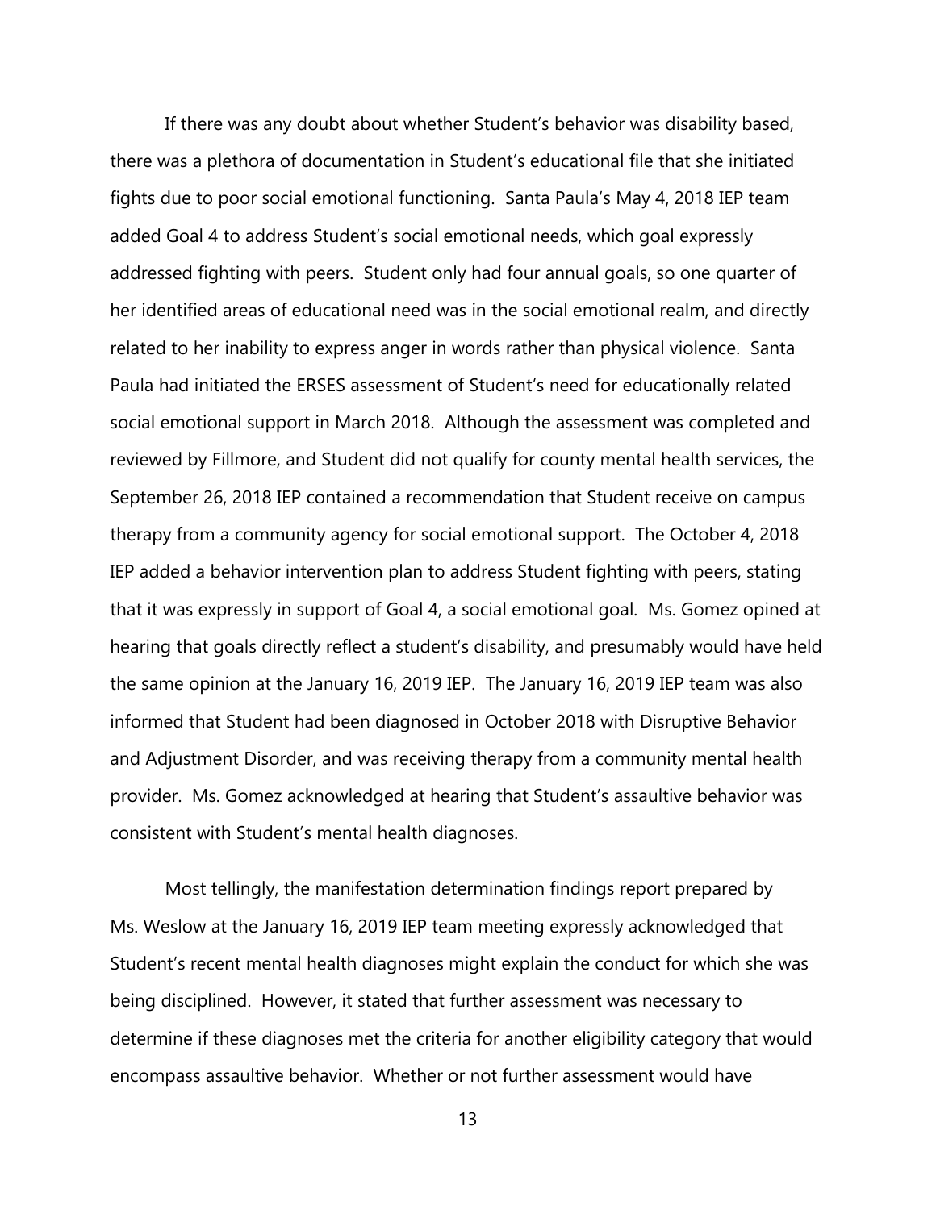If there was any doubt about whether Student's behavior was disability based, there was a plethora of documentation in Student's educational file that she initiated fights due to poor social emotional functioning. Santa Paula's May 4, 2018 IEP team added Goal 4 to address Student's social emotional needs, which goal expressly addressed fighting with peers. Student only had four annual goals, so one quarter of her identified areas of educational need was in the social emotional realm, and directly related to her inability to express anger in words rather than physical violence. Santa Paula had initiated the ERSES assessment of Student's need for educationally related social emotional support in March 2018. Although the assessment was completed and reviewed by Fillmore, and Student did not qualify for county mental health services, the September 26, 2018 IEP contained a recommendation that Student receive on campus therapy from a community agency for social emotional support. The October 4, 2018 IEP added a behavior intervention plan to address Student fighting with peers, stating that it was expressly in support of Goal 4, a social emotional goal. Ms. Gomez opined at hearing that goals directly reflect a student's disability, and presumably would have held the same opinion at the January 16, 2019 IEP. The January 16, 2019 IEP team was also informed that Student had been diagnosed in October 2018 with Disruptive Behavior and Adjustment Disorder, and was receiving therapy from a community mental health provider. Ms. Gomez acknowledged at hearing that Student's assaultive behavior was consistent with Student's mental health diagnoses.

Most tellingly, the manifestation determination findings report prepared by Ms. Weslow at the January 16, 2019 IEP team meeting expressly acknowledged that Student's recent mental health diagnoses might explain the conduct for which she was being disciplined. However, it stated that further assessment was necessary to determine if these diagnoses met the criteria for another eligibility category that would encompass assaultive behavior. Whether or not further assessment would have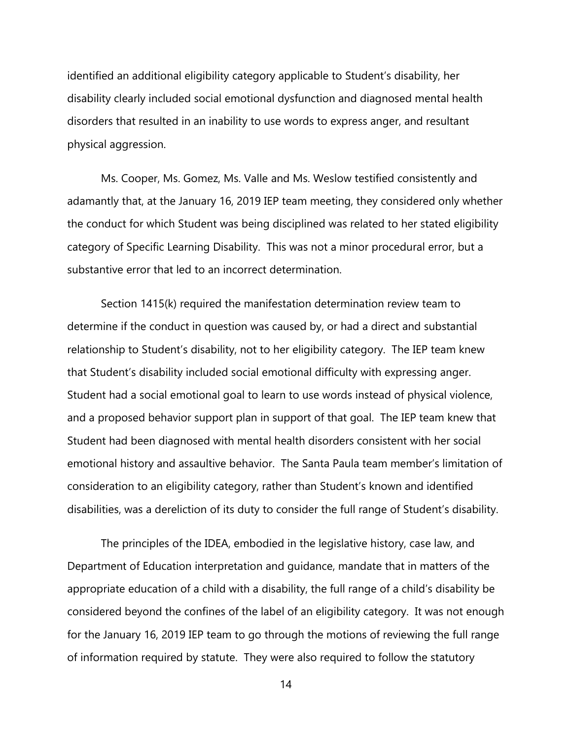identified an additional eligibility category applicable to Student's disability, her disability clearly included social emotional dysfunction and diagnosed mental health disorders that resulted in an inability to use words to express anger, and resultant physical aggression.

Ms. Cooper, Ms. Gomez, Ms. Valle and Ms. Weslow testified consistently and adamantly that, at the January 16, 2019 IEP team meeting, they considered only whether the conduct for which Student was being disciplined was related to her stated eligibility category of Specific Learning Disability. This was not a minor procedural error, but a substantive error that led to an incorrect determination.

Section 1415(k) required the manifestation determination review team to determine if the conduct in question was caused by, or had a direct and substantial relationship to Student's disability, not to her eligibility category. The IEP team knew that Student's disability included social emotional difficulty with expressing anger. Student had a social emotional goal to learn to use words instead of physical violence, and a proposed behavior support plan in support of that goal. The IEP team knew that Student had been diagnosed with mental health disorders consistent with her social emotional history and assaultive behavior. The Santa Paula team member's limitation of consideration to an eligibility category, rather than Student's known and identified disabilities, was a dereliction of its duty to consider the full range of Student's disability.

The principles of the IDEA, embodied in the legislative history, case law, and Department of Education interpretation and guidance, mandate that in matters of the appropriate education of a child with a disability, the full range of a child's disability be considered beyond the confines of the label of an eligibility category. It was not enough for the January 16, 2019 IEP team to go through the motions of reviewing the full range of information required by statute. They were also required to follow the statutory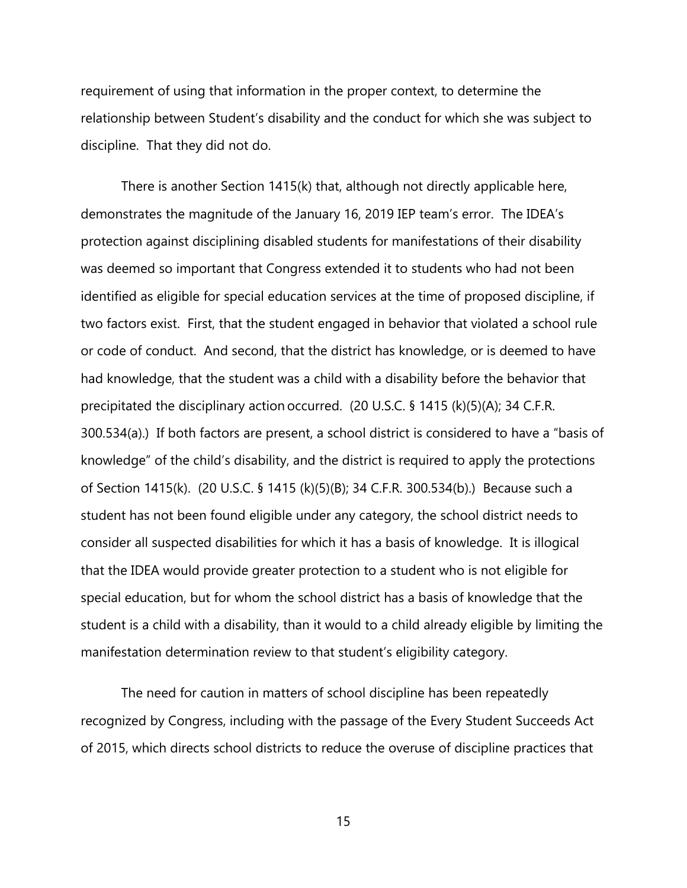requirement of using that information in the proper context, to determine the relationship between Student's disability and the conduct for which she was subject to discipline. That they did not do.

There is another Section 1415(k) that, although not directly applicable here, demonstrates the magnitude of the January 16, 2019 IEP team's error. The IDEA's protection against disciplining disabled students for manifestations of their disability was deemed so important that Congress extended it to students who had not been identified as eligible for special education services at the time of proposed discipline, if two factors exist. First, that the student engaged in behavior that violated a school rule or code of conduct. And second, that the district has knowledge, or is deemed to have had knowledge, that the student was a child with a disability before the behavior that precipitated the disciplinary action occurred. (20 U.S.C. § 1415 (k)(5)(A); 34 C.F.R. 300.534(a).) If both factors are present, a school district is considered to have a "basis of knowledge" of the child's disability, and the district is required to apply the protections of Section 1415(k). (20 U.S.C. § 1415 (k)(5)(B); 34 C.F.R. 300.534(b).) Because such a student has not been found eligible under any category, the school district needs to consider all suspected disabilities for which it has a basis of knowledge. It is illogical that the IDEA would provide greater protection to a student who is not eligible for special education, but for whom the school district has a basis of knowledge that the student is a child with a disability, than it would to a child already eligible by limiting the manifestation determination review to that student's eligibility category.

The need for caution in matters of school discipline has been repeatedly recognized by Congress, including with the passage of the Every Student Succeeds Act of 2015, which directs school districts to reduce the overuse of discipline practices that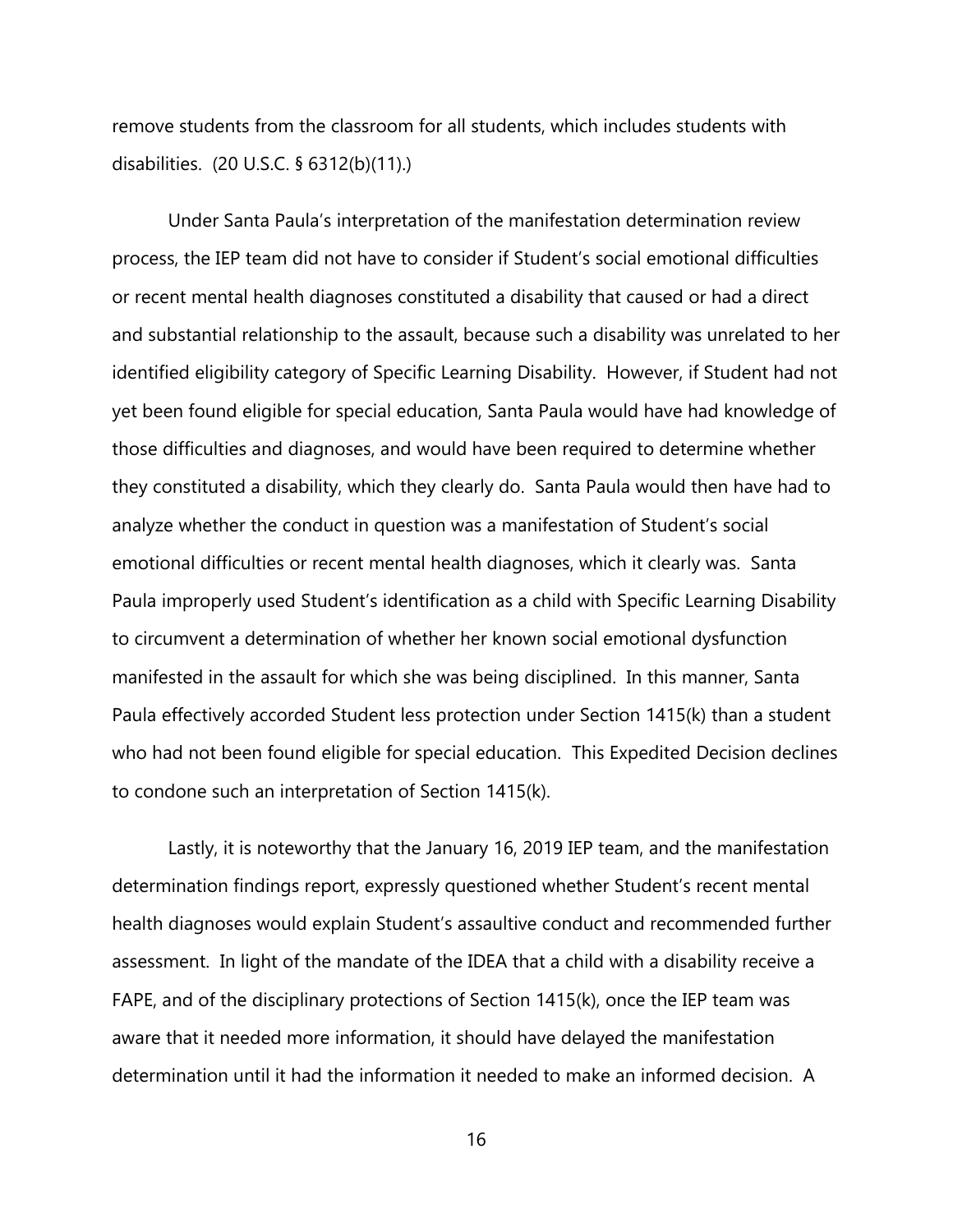remove students from the classroom for all students, which includes students with disabilities. (20 U.S.C. § 6312(b)(11).)

Under Santa Paula's interpretation of the manifestation determination review process, the IEP team did not have to consider if Student's social emotional difficulties or recent mental health diagnoses constituted a disability that caused or had a direct and substantial relationship to the assault, because such a disability was unrelated to her identified eligibility category of Specific Learning Disability. However, if Student had not yet been found eligible for special education, Santa Paula would have had knowledge of those difficulties and diagnoses, and would have been required to determine whether they constituted a disability, which they clearly do. Santa Paula would then have had to analyze whether the conduct in question was a manifestation of Student's social emotional difficulties or recent mental health diagnoses, which it clearly was. Santa Paula improperly used Student's identification as a child with Specific Learning Disability to circumvent a determination of whether her known social emotional dysfunction manifested in the assault for which she was being disciplined. In this manner, Santa Paula effectively accorded Student less protection under Section 1415(k) than a student who had not been found eligible for special education. This Expedited Decision declines to condone such an interpretation of Section 1415(k).

Lastly, it is noteworthy that the January 16, 2019 IEP team, and the manifestation determination findings report, expressly questioned whether Student's recent mental health diagnoses would explain Student's assaultive conduct and recommended further assessment. In light of the mandate of the IDEA that a child with a disability receive a FAPE, and of the disciplinary protections of Section 1415(k), once the IEP team was aware that it needed more information, it should have delayed the manifestation determination until it had the information it needed to make an informed decision. A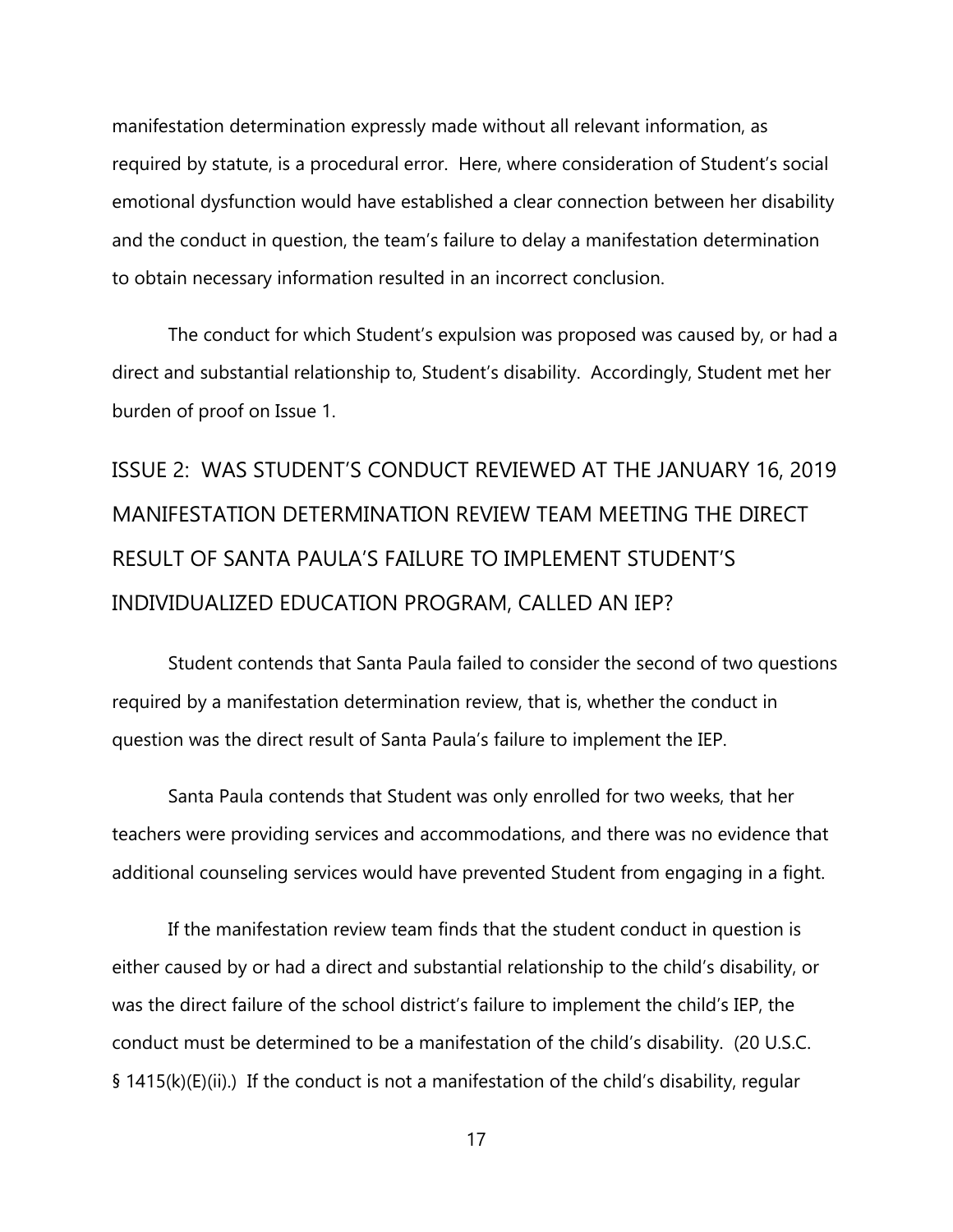manifestation determination expressly made without all relevant information, as required by statute, is a procedural error. Here, where consideration of Student's social emotional dysfunction would have established a clear connection between her disability and the conduct in question, the team's failure to delay a manifestation determination to obtain necessary information resulted in an incorrect conclusion.

The conduct for which Student's expulsion was proposed was caused by, or had a direct and substantial relationship to, Student's disability. Accordingly, Student met her burden of proof on Issue 1.

## ISSUE 2: WAS STUDENT'S CONDUCT REVIEWED AT THE JANUARY 16, 2019 MANIFESTATION DETERMINATION REVIEW TEAM MEETING THE DIRECT RESULT OF SANTA PAULA'S FAILURE TO IMPLEMENT STUDENT'S INDIVIDUALIZED EDUCATION PROGRAM, CALLED AN IEP?

Student contends that Santa Paula failed to consider the second of two questions required by a manifestation determination review, that is, whether the conduct in question was the direct result of Santa Paula's failure to implement the IEP.

Santa Paula contends that Student was only enrolled for two weeks, that her teachers were providing services and accommodations, and there was no evidence that additional counseling services would have prevented Student from engaging in a fight.

If the manifestation review team finds that the student conduct in question is either caused by or had a direct and substantial relationship to the child's disability, or was the direct failure of the school district's failure to implement the child's IEP, the conduct must be determined to be a manifestation of the child's disability. (20 U.S.C. § 1415(k)(E)(ii).) If the conduct is not a manifestation of the child's disability, regular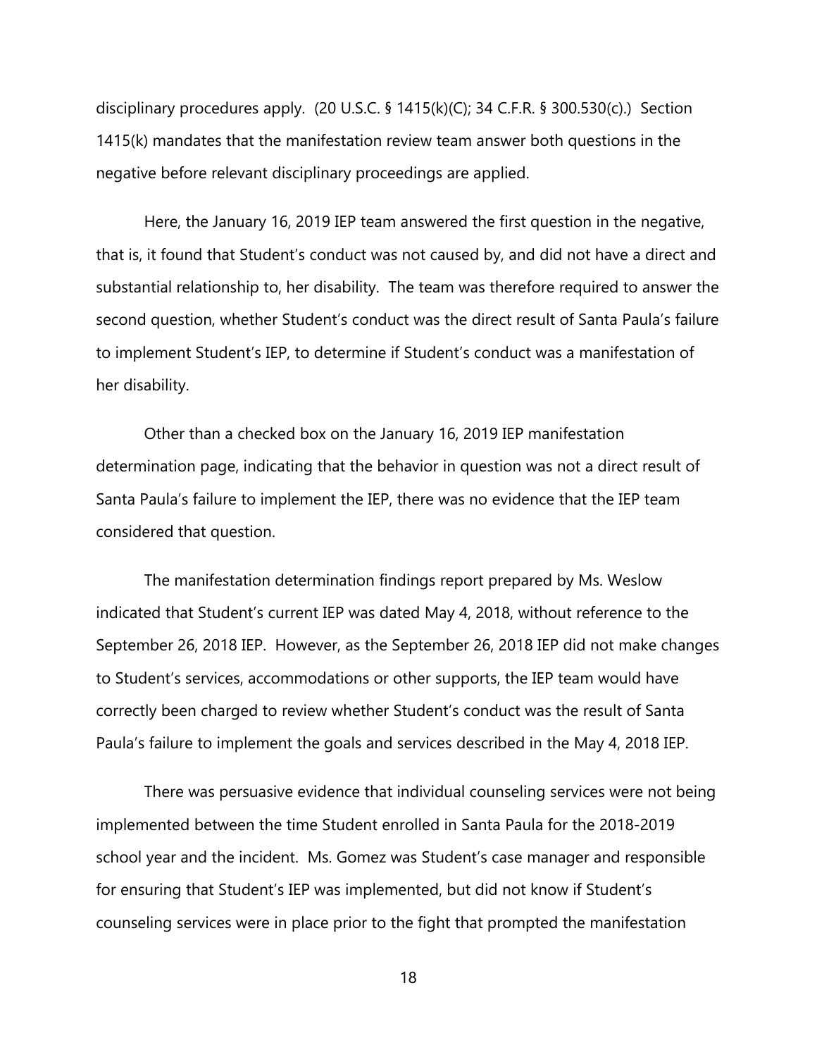disciplinary procedures apply. (20 U.S.C. § 1415(k)(C); 34 C.F.R. § 300.530(c).) Section 1415(k) mandates that the manifestation review team answer both questions in the negative before relevant disciplinary proceedings are applied.

Here, the January 16, 2019 IEP team answered the first question in the negative, that is, it found that Student's conduct was not caused by, and did not have a direct and substantial relationship to, her disability. The team was therefore required to answer the second question, whether Student's conduct was the direct result of Santa Paula's failure to implement Student's IEP, to determine if Student's conduct was a manifestation of her disability.

Other than a checked box on the January 16, 2019 IEP manifestation determination page, indicating that the behavior in question was not a direct result of Santa Paula's failure to implement the IEP, there was no evidence that the IEP team considered that question.

The manifestation determination findings report prepared by Ms. Weslow indicated that Student's current IEP was dated May 4, 2018, without reference to the September 26, 2018 IEP. However, as the September 26, 2018 IEP did not make changes to Student's services, accommodations or other supports, the IEP team would have correctly been charged to review whether Student's conduct was the result of Santa Paula's failure to implement the goals and services described in the May 4, 2018 IEP.

There was persuasive evidence that individual counseling services were not being implemented between the time Student enrolled in Santa Paula for the 2018-2019 school year and the incident. Ms. Gomez was Student's case manager and responsible for ensuring that Student's IEP was implemented, but did not know if Student's counseling services were in place prior to the fight that prompted the manifestation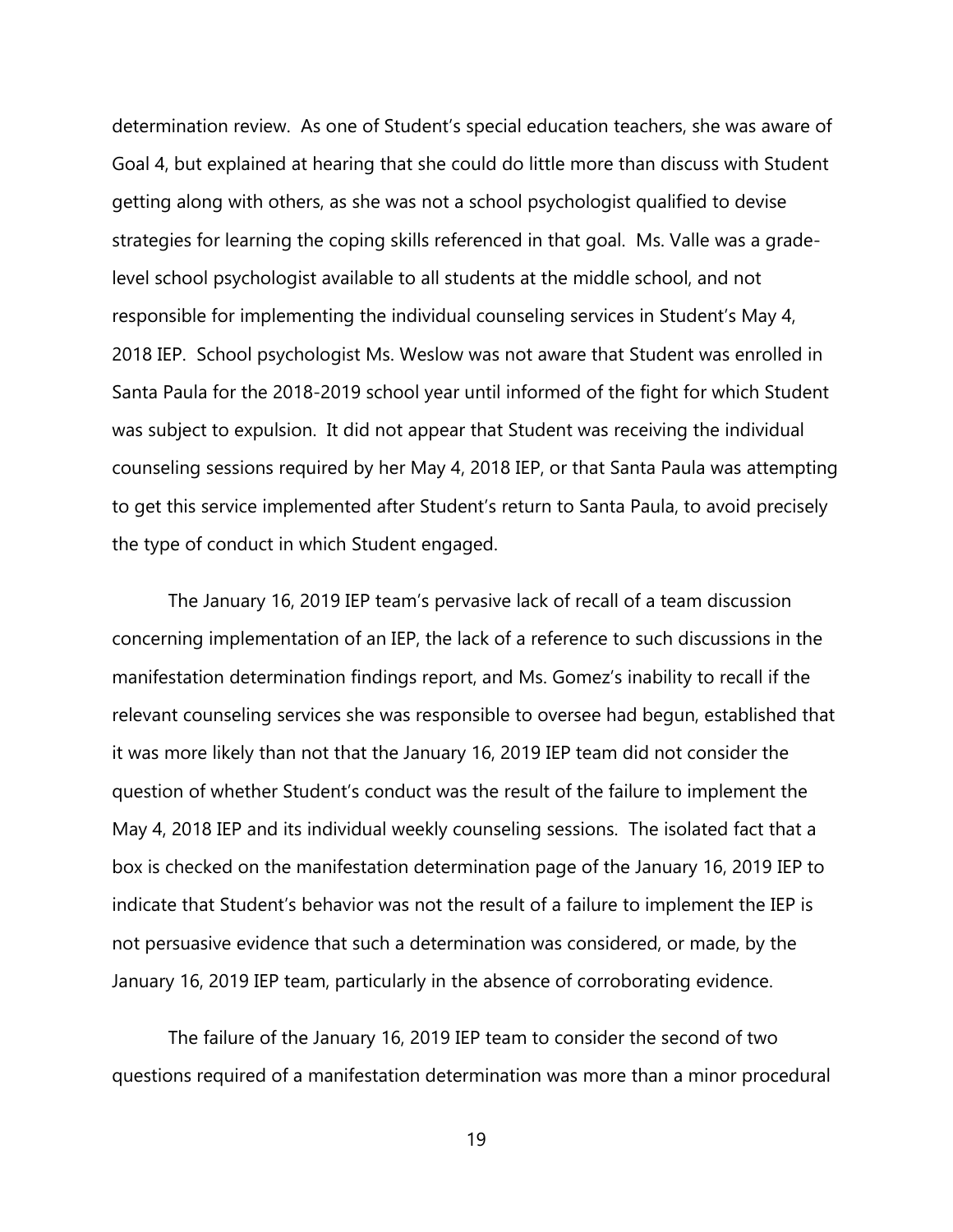determination review. As one of Student's special education teachers, she was aware of Goal 4, but explained at hearing that she could do little more than discuss with Student getting along with others, as she was not a school psychologist qualified to devise strategies for learning the coping skills referenced in that goal. Ms. Valle was a grade-level school psychologist available to all students at the middle school, and not responsible for implementing the individual counseling services in Student's May 4, 2018 IEP. School psychologist Ms. Weslow was not aware that Student was enrolled in Santa Paula for the 2018-2019 school year until informed of the fight for which Student was subject to expulsion. It did not appear that Student was receiving the individual counseling sessions required by her May 4, 2018 IEP, or that Santa Paula was attempting to get this service implemented after Student's return to Santa Paula, to avoid precisely the type of conduct in which Student engaged.

The January 16, 2019 IEP team's pervasive lack of recall of a team discussion concerning implementation of an IEP, the lack of a reference to such discussions in the manifestation determination findings report, and Ms. Gomez's inability to recall if the relevant counseling services she was responsible to oversee had begun, established that it was more likely than not that the January 16, 2019 IEP team did not consider the question of whether Student's conduct was the result of the failure to implement the May 4, 2018 IEP and its individual weekly counseling sessions. The isolated fact that a box is checked on the manifestation determination page of the January 16, 2019 IEP to indicate that Student's behavior was not the result of a failure to implement the IEP is not persuasive evidence that such a determination was considered, or made, by the January 16, 2019 IEP team, particularly in the absence of corroborating evidence.

The failure of the January 16, 2019 IEP team to consider the second of two questions required of a manifestation determination was more than a minor procedural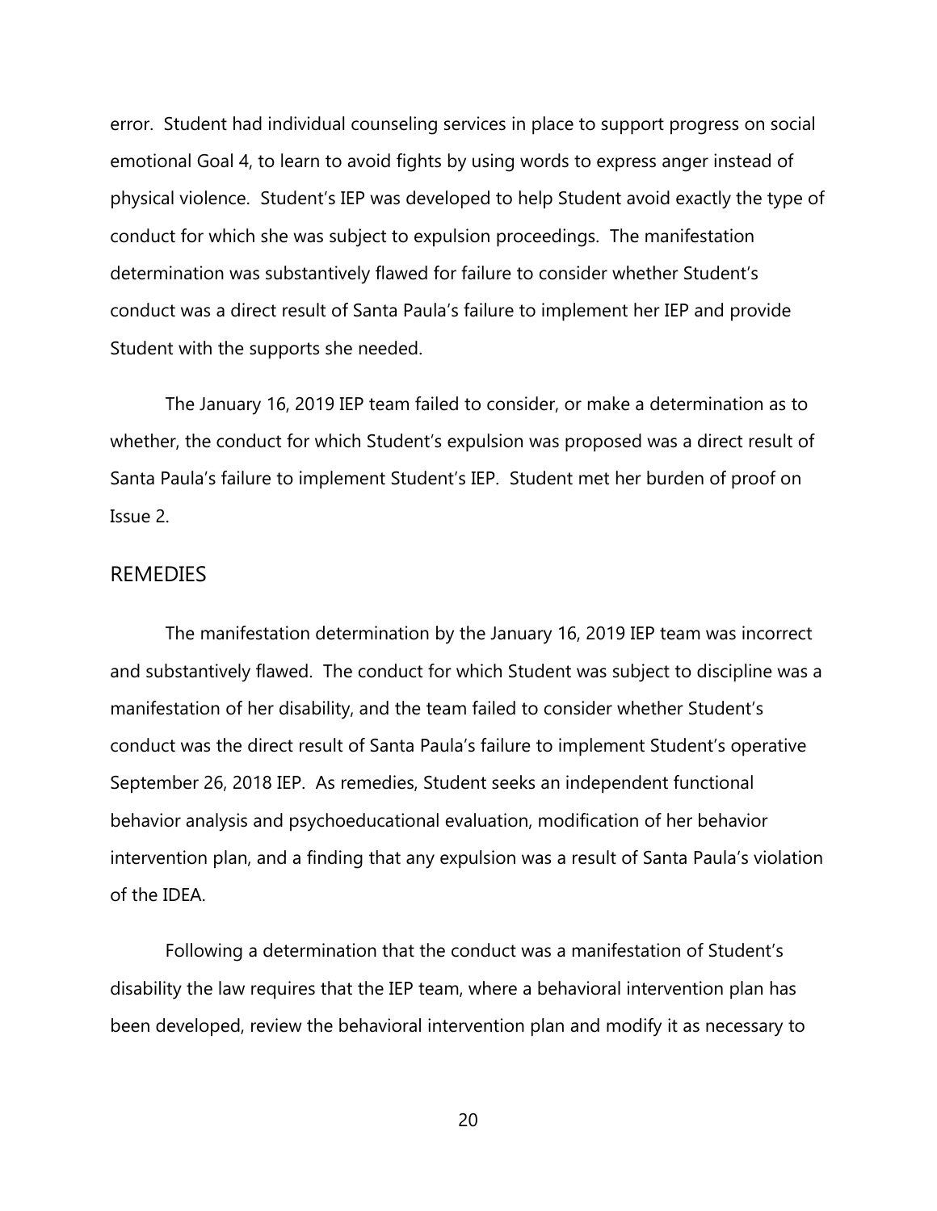error. Student had individual counseling services in place to support progress on social emotional Goal 4, to learn to avoid fights by using words to express anger instead of physical violence. Student's IEP was developed to help Student avoid exactly the type of conduct for which she was subject to expulsion proceedings. The manifestation determination was substantively flawed for failure to consider whether Student's conduct was a direct result of Santa Paula's failure to implement her IEP and provide Student with the supports she needed.

The January 16, 2019 IEP team failed to consider, or make a determination as to whether, the conduct for which Student's expulsion was proposed was a direct result of Santa Paula's failure to implement Student's IEP. Student met her burden of proof on Issue 2.

## REMEDIES

The manifestation determination by the January 16, 2019 IEP team was incorrect and substantively flawed. The conduct for which Student was subject to discipline was a manifestation of her disability, and the team failed to consider whether Student's conduct was the direct result of Santa Paula's failure to implement Student's operative September 26, 2018 IEP. As remedies, Student seeks an independent functional behavior analysis and psychoeducational evaluation, modification of her behavior intervention plan, and a finding that any expulsion was a result of Santa Paula's violation of the IDEA.

Following a determination that the conduct was a manifestation of Student's disability the law requires that the IEP team, where a behavioral intervention plan has been developed, review the behavioral intervention plan and modify it as necessary to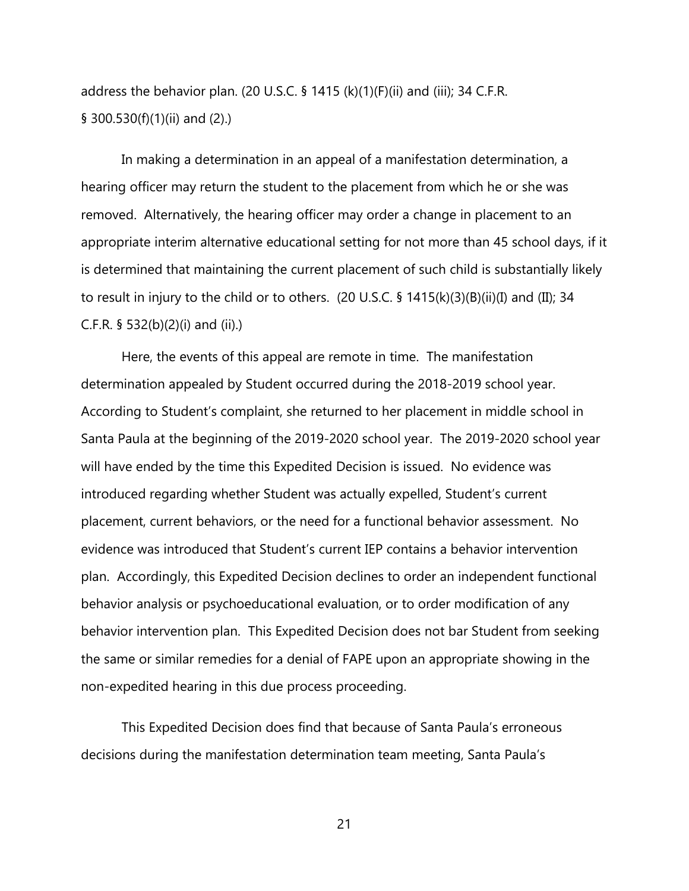address the behavior plan. (20 U.S.C. § 1415 (k)(1)(F)(ii) and (iii); 34 C.F.R. § 300.530(f)(1)(ii) and (2).)

In making a determination in an appeal of a manifestation determination, a hearing officer may return the student to the placement from which he or she was removed. Alternatively, the hearing officer may order a change in placement to an appropriate interim alternative educational setting for not more than 45 school days, if it is determined that maintaining the current placement of such child is substantially likely to result in injury to the child or to others. (20 U.S.C. § 1415(k)(3)(B)(ii)(I) and (II); 34 C.F.R. § 532(b)(2)(i) and (ii).)

Here, the events of this appeal are remote in time. The manifestation determination appealed by Student occurred during the 2018-2019 school year. According to Student's complaint, she returned to her placement in middle school in Santa Paula at the beginning of the 2019-2020 school year. The 2019-2020 school year will have ended by the time this Expedited Decision is issued. No evidence was introduced regarding whether Student was actually expelled, Student's current placement, current behaviors, or the need for a functional behavior assessment. No evidence was introduced that Student's current IEP contains a behavior intervention plan. Accordingly, this Expedited Decision declines to order an independent functional behavior analysis or psychoeducational evaluation, or to order modification of any behavior intervention plan. This Expedited Decision does not bar Student from seeking the same or similar remedies for a denial of FAPE upon an appropriate showing in the non-expedited hearing in this due process proceeding.

This Expedited Decision does find that because of Santa Paula's erroneous decisions during the manifestation determination team meeting, Santa Paula's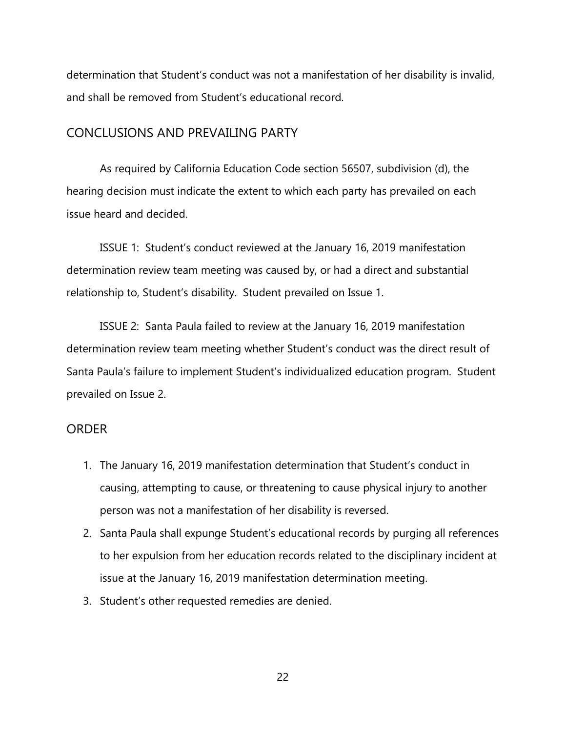determination that Student's conduct was not a manifestation of her disability is invalid, and shall be removed from Student's educational record.

## CONCLUSIONS AND PREVAILING PARTY

As required by California Education Code section 56507, subdivision (d), the hearing decision must indicate the extent to which each party has prevailed on each issue heard and decided.

ISSUE 1: Student's conduct reviewed at the January 16, 2019 manifestation determination review team meeting was caused by, or had a direct and substantial relationship to, Student's disability. Student prevailed on Issue 1.

ISSUE 2: Santa Paula failed to review at the January 16, 2019 manifestation determination review team meeting whether Student's conduct was the direct result of Santa Paula's failure to implement Student's individualized education program. Student prevailed on Issue 2.

## ORDER

1. The January 16, 2019 manifestation determination that Student's conduct in causing, attempting to cause, or threatening to cause physical injury to another person was not a manifestation of her disability is reversed.
2. Santa Paula shall expunge Student's educational records by purging all references to her expulsion from her education records related to the disciplinary incident at issue at the January 16, 2019 manifestation determination meeting.
3. Student's other requested remedies are denied.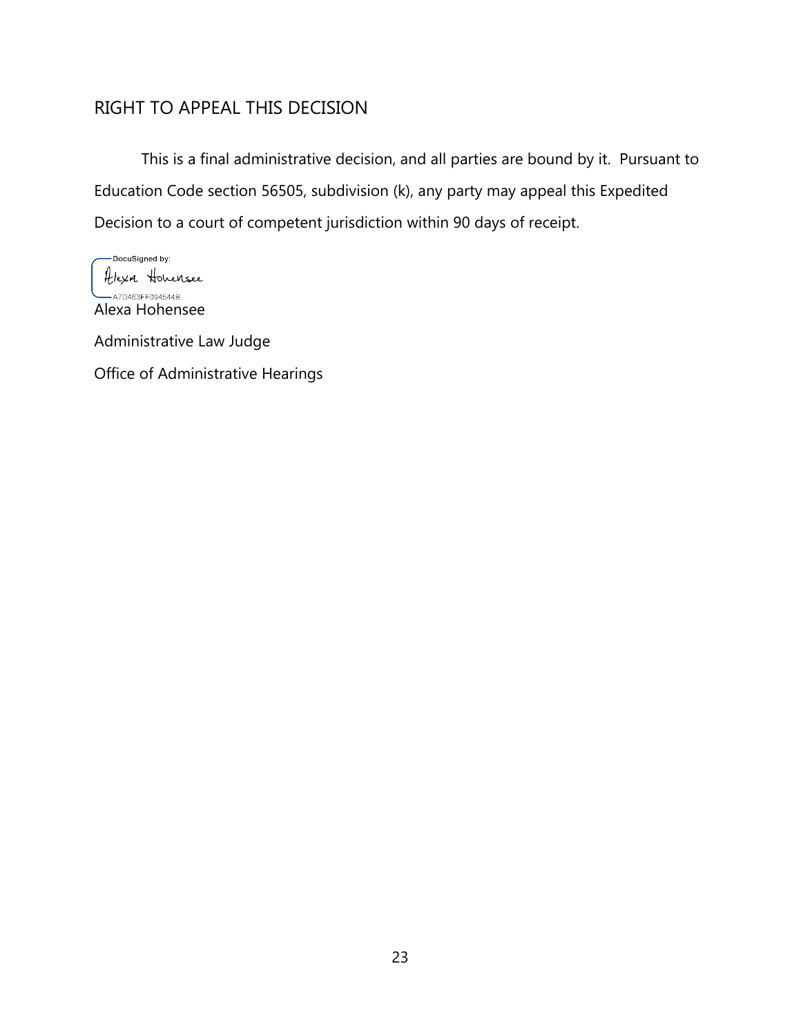## RIGHT TO APPEAL THIS DECISION

This is a final administrative decision, and all parties are bound by it. Pursuant to Education Code section 56505, subdivision (k), any party may appeal this Expedited Decision to a court of competent jurisdiction within 90 days of receipt.

DocuSigned by:
Alexa Hohensee
A7D463FF094544B...

Alexa Hohensee

Administrative Law Judge

Office of Administrative Hearings